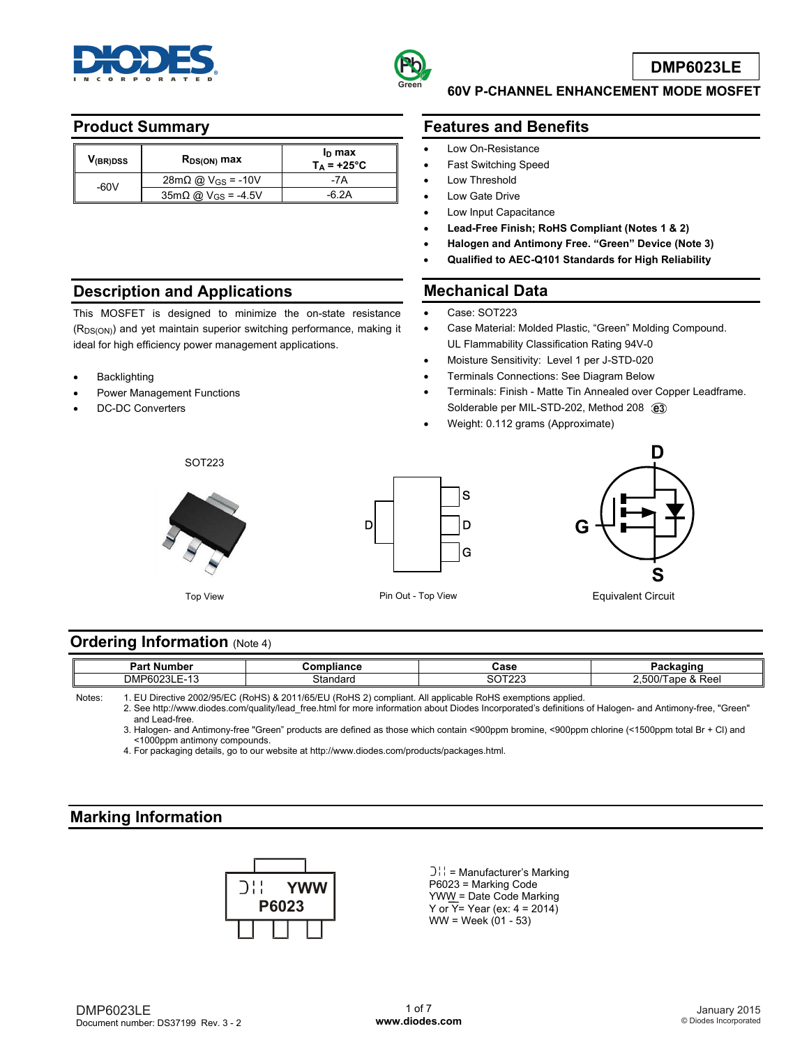# DMP6023LE

## 60V P-CHANNEL ENHANCEMENT MODE MOSFET

## Product Summary

| $V_{(BR)DSS}$ | $R_{DS(ON)}$ max | $I_D$ max $T_A = +25°C$ |
|---|---|---|
| -60V | 28mΩ @ $V_{GS}$ = -10V | -7A |
| | 35mΩ @ $V_{GS}$ = -4.5V | -6.2A |

## Features and Benefits

- Low On-Resistance
- Fast Switching Speed
- Low Threshold
- Low Gate Drive
- Low Input Capacitance
- **Lead-Free Finish; RoHS Compliant (Notes 1 & 2)**
- **Halogen and Antimony Free. "Green" Device (Note 3)**
- **Qualified to AEC-Q101 Standards for High Reliability**

## Description and Applications

This MOSFET is designed to minimize the on-state resistance ($R_{DS(ON)}$) and yet maintain superior switching performance, making it ideal for high efficiency power management applications.

- Backlighting
- Power Management Functions
- DC-DC Converters

## Mechanical Data

- Case: SOT223
- Case Material: Molded Plastic, "Green" Molding Compound. UL Flammability Classification Rating 94V-0
- Moisture Sensitivity: Level 1 per J-STD-020
- Terminals Connections: See Diagram Below
- Terminals: Finish - Matte Tin Annealed over Copper Leadframe. Solderable per MIL-STD-202, Method 208 (e3)
- Weight: 0.112 grams (Approximate)

SOT223

Top View

Pin Out - Top View (S, D, G; tab D)

Equivalent Circuit (D, G, S)

## Ordering Information (Note 4)

| Part Number | Compliance | Case | Packaging |
|---|---|---|---|
| DMP6023LE-13 | Standard | SOT223 | 2,500/Tape & Reel |

Notes:
1. EU Directive 2002/95/EC (RoHS) & 2011/65/EU (RoHS 2) compliant. All applicable RoHS exemptions applied.
2. See http://www.diodes.com/quality/lead_free.html for more information about Diodes Incorporated's definitions of Halogen- and Antimony-free, "Green" and Lead-free.
3. Halogen- and Antimony-free "Green" products are defined as those which contain <900ppm bromine, <900ppm chlorine (<1500ppm total Br + Cl) and <1000ppm antimony compounds.
4. For packaging details, go to our website at http://www.diodes.com/products/packages.html.

## Marking Information

YWW
P6023

= Manufacturer's Marking
P6023 = Marking Code
YWW = Date Code Marking
Y or Y = Year (ex: 4 = 2014)
WW = Week (01 - 53)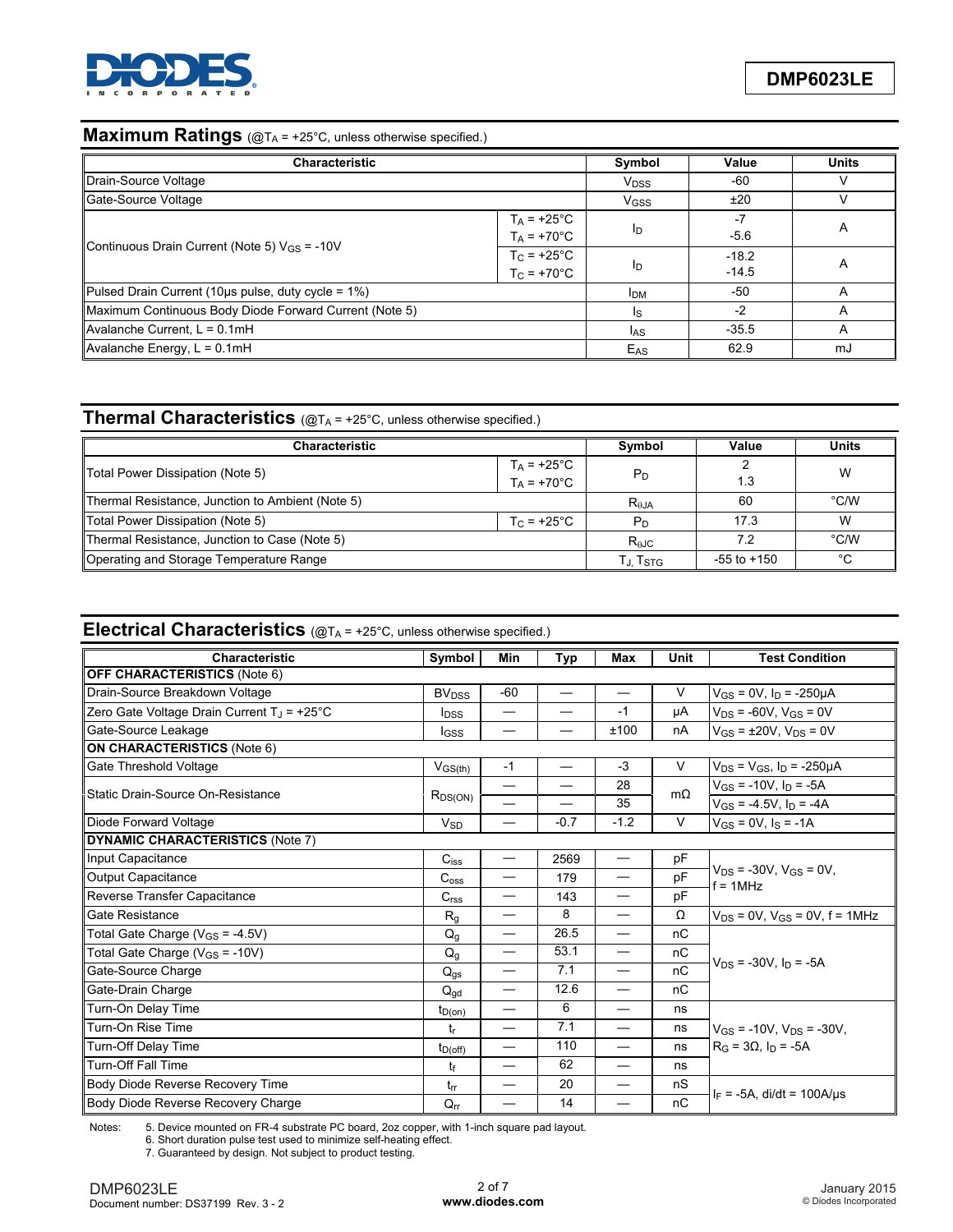## Maximum Ratings (@$T_A$ = +25°C, unless otherwise specified.)

| Characteristic | | Symbol | Value | Units |
|---|---|---|---|---|
| Continuous Drain Current (Note 5) $V_{GS}$ = -10V | $T_A$ = +25°C<br>$T_A$ = +70°C | $I_D$ | -7<br>-5.6 | A |
| | $T_C$ = +25°C<br>$T_C$ = +70°C | $I_D$ | -18.2<br>-14.5 | A |
| Drain-Source Voltage | | $V_{DSS}$ | -60 | V |
| Gate-Source Voltage | | $V_{GSS}$ | ±20 | V |
| Pulsed Drain Current (10µs pulse, duty cycle = 1%) | | $I_{DM}$ | -50 | A |
| Maximum Continuous Body Diode Forward Current (Note 5) | | $I_S$ | -2 | A |
| Avalanche Current, L = 0.1mH | | $I_{AS}$ | -35.5 | A |
| Avalanche Energy, L = 0.1mH | | $E_{AS}$ | 62.9 | mJ |

## Thermal Characteristics (@$T_A$ = +25°C, unless otherwise specified.)

| Characteristic | | Symbol | Value | Units |
|---|---|---|---|---|
| Total Power Dissipation (Note 5) | $T_A$ = +25°C<br>$T_A$ = +70°C | $P_D$ | 2<br>1.3 | W |
| Thermal Resistance, Junction to Ambient (Note 5) | | $R_{\theta JA}$ | 60 | °C/W |
| Total Power Dissipation (Note 5) | $T_C$ = +25°C | $P_D$ | 17.3 | W |
| Thermal Resistance, Junction to Case (Note 5) | | $R_{\theta JC}$ | 7.2 | °C/W |
| Operating and Storage Temperature Range | | $T_J$, $T_{STG}$ | -55 to +150 | °C |

## Electrical Characteristics (@$T_A$ = +25°C, unless otherwise specified.)

| Characteristic | Symbol | Min | Typ | Max | Unit | Test Condition |
|---|---|---|---|---|---|---|
| **OFF CHARACTERISTICS** (Note 6) | | | | | | |
| Drain-Source Breakdown Voltage | $BV_{DSS}$ | -60 | — | — | V | $V_{GS}$ = 0V, $I_D$ = -250µA |
| Zero Gate Voltage Drain Current $T_J$ = +25°C | $I_{DSS}$ | — | — | -1 | µA | $V_{DS}$ = -60V, $V_{GS}$ = 0V |
| Gate-Source Leakage | $I_{GSS}$ | — | — | ±100 | nA | $V_{GS}$ = ±20V, $V_{DS}$ = 0V |
| **ON CHARACTERISTICS** (Note 6) | | | | | | |
| Gate Threshold Voltage | $V_{GS(th)}$ | -1 | — | -3 | V | $V_{DS}$ = $V_{GS}$, $I_D$ = -250µA |
| Static Drain-Source On-Resistance | $R_{DS(ON)}$ | — | — | 28 | mΩ | $V_{GS}$ = -10V, $I_D$ = -5A |
| | | — | — | 35 | | $V_{GS}$ = -4.5V, $I_D$ = -4A |
| Diode Forward Voltage | $V_{SD}$ | — | -0.7 | -1.2 | V | $V_{GS}$ = 0V, $I_S$ = -1A |
| **DYNAMIC CHARACTERISTICS** (Note 7) | | | | | | |
| Input Capacitance | $C_{iss}$ | — | 2569 | — | pF | $V_{DS}$ = -30V, $V_{GS}$ = 0V, f = 1MHz |
| Output Capacitance | $C_{oss}$ | — | 179 | — | pF | |
| Reverse Transfer Capacitance | $C_{rss}$ | — | 143 | — | pF | |
| Gate Resistance | $R_g$ | — | 8 | — | Ω | $V_{DS}$ = 0V, $V_{GS}$ = 0V, f = 1MHz |
| Total Gate Charge ($V_{GS}$ = -4.5V) | $Q_g$ | — | 26.5 | — | nC | $V_{DS}$ = -30V, $I_D$ = -5A |
| Total Gate Charge ($V_{GS}$ = -10V) | $Q_g$ | — | 53.1 | — | nC | |
| Gate-Source Charge | $Q_{gs}$ | — | 7.1 | — | nC | |
| Gate-Drain Charge | $Q_{gd}$ | — | 12.6 | — | nC | |
| Turn-On Delay Time | $t_{D(on)}$ | — | 6 | — | ns | $V_{GS}$ = -10V, $V_{DS}$ = -30V, $R_G$ = 3Ω, $I_D$ = -5A |
| Turn-On Rise Time | $t_r$ | — | 7.1 | — | ns | |
| Turn-Off Delay Time | $t_{D(off)}$ | — | 110 | — | ns | |
| Turn-Off Fall Time | $t_f$ | — | 62 | — | ns | |
| Body Diode Reverse Recovery Time | $t_{rr}$ | — | 20 | — | nS | $I_F$ = -5A, di/dt = 100A/µs |
| Body Diode Reverse Recovery Charge | $Q_{rr}$ | — | 14 | — | nC | |

Notes:
5. Device mounted on FR-4 substrate PC board, 2oz copper, with 1-inch square pad layout.
6. Short duration pulse test used to minimize self-heating effect.
7. Guaranteed by design. Not subject to product testing.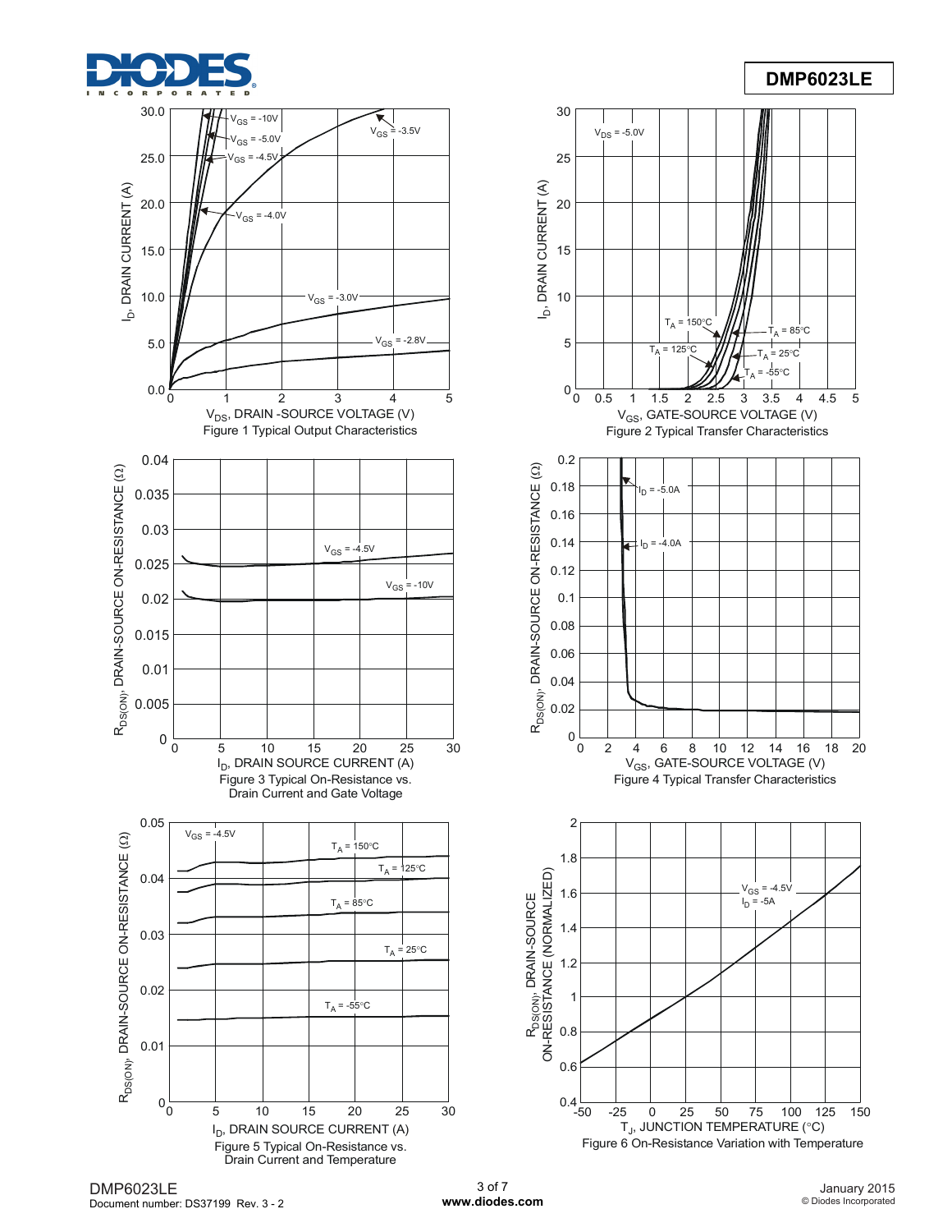Figure 1 Typical Output Characteristics

Figure 2 Typical Transfer Characteristics

Figure 3 Typical On-Resistance vs. Drain Current and Gate Voltage

Figure 4 Typical Transfer Characteristics

Figure 5 Typical On-Resistance vs. Drain Current and Temperature

Figure 6 On-Resistance Variation with Temperature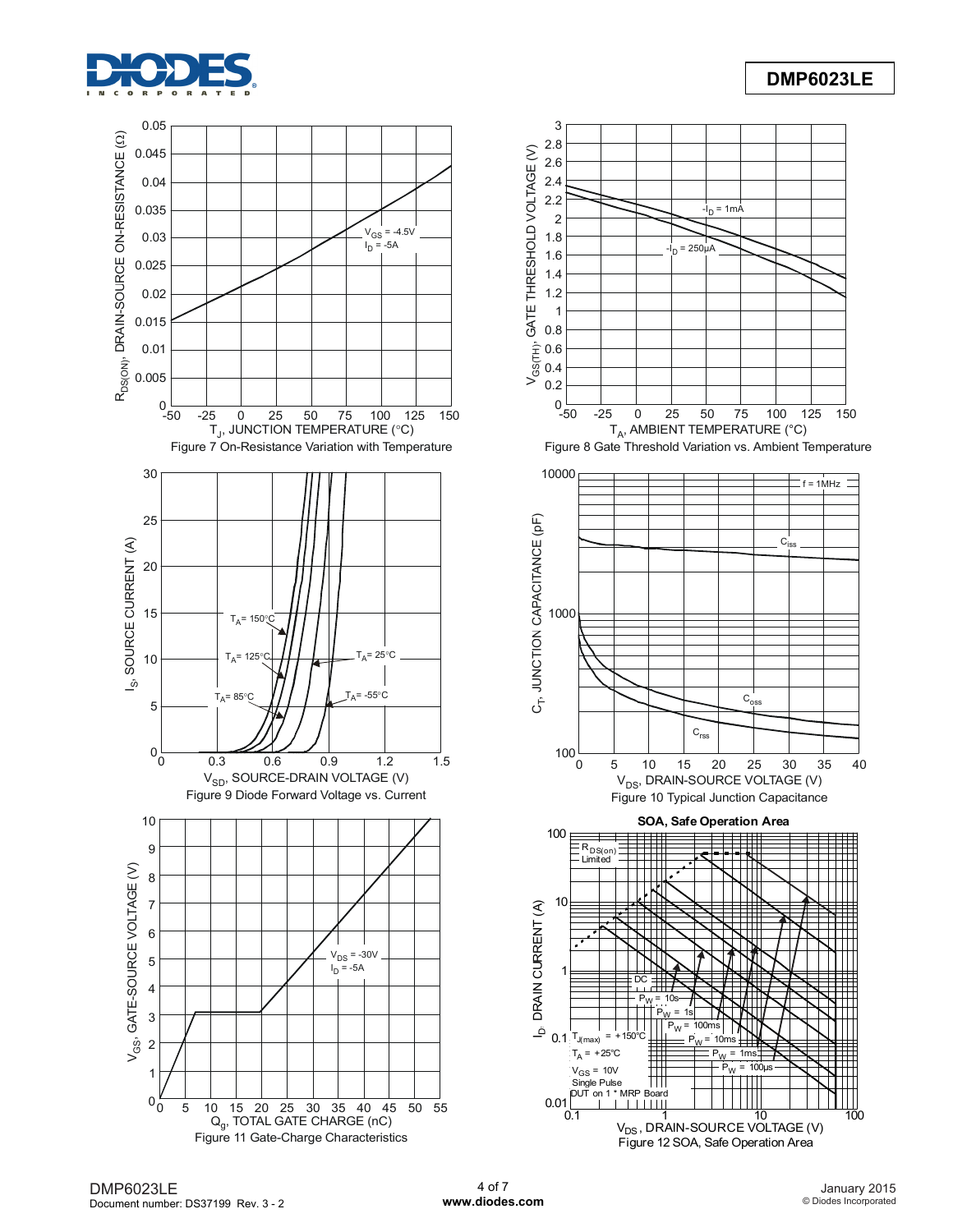Figure 7 On-Resistance Variation with Temperature

Figure 8 Gate Threshold Variation vs. Ambient Temperature

Figure 9 Diode Forward Voltage vs. Current

Figure 10 Typical Junction Capacitance

Figure 11 Gate-Charge Characteristics

Figure 12 SOA, Safe Operation Area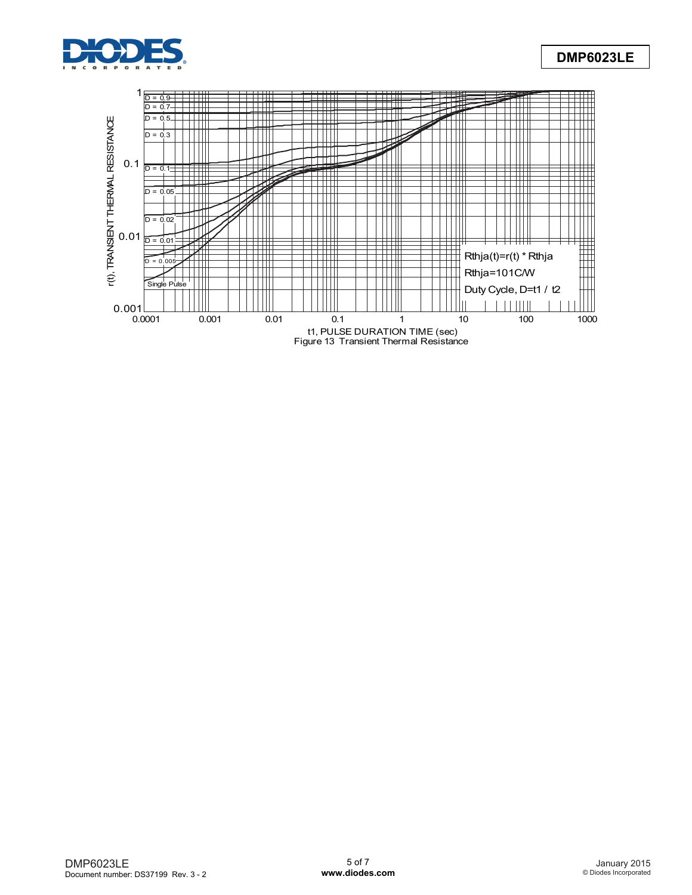r(t), TRANSIENT THERMAL RESISTANCE

D = 0.9
D = 0.7
D = 0.5
D = 0.3
D = 0.1
D = 0.05
D = 0.02
D = 0.01
D = 0.005
Single Pulse

Rthja(t)=r(t) * Rthja
Rthja=101C/W
Duty Cycle, D=t1 / t2

t1, PULSE DURATION TIME (sec)

Figure 13 Transient Thermal Resistance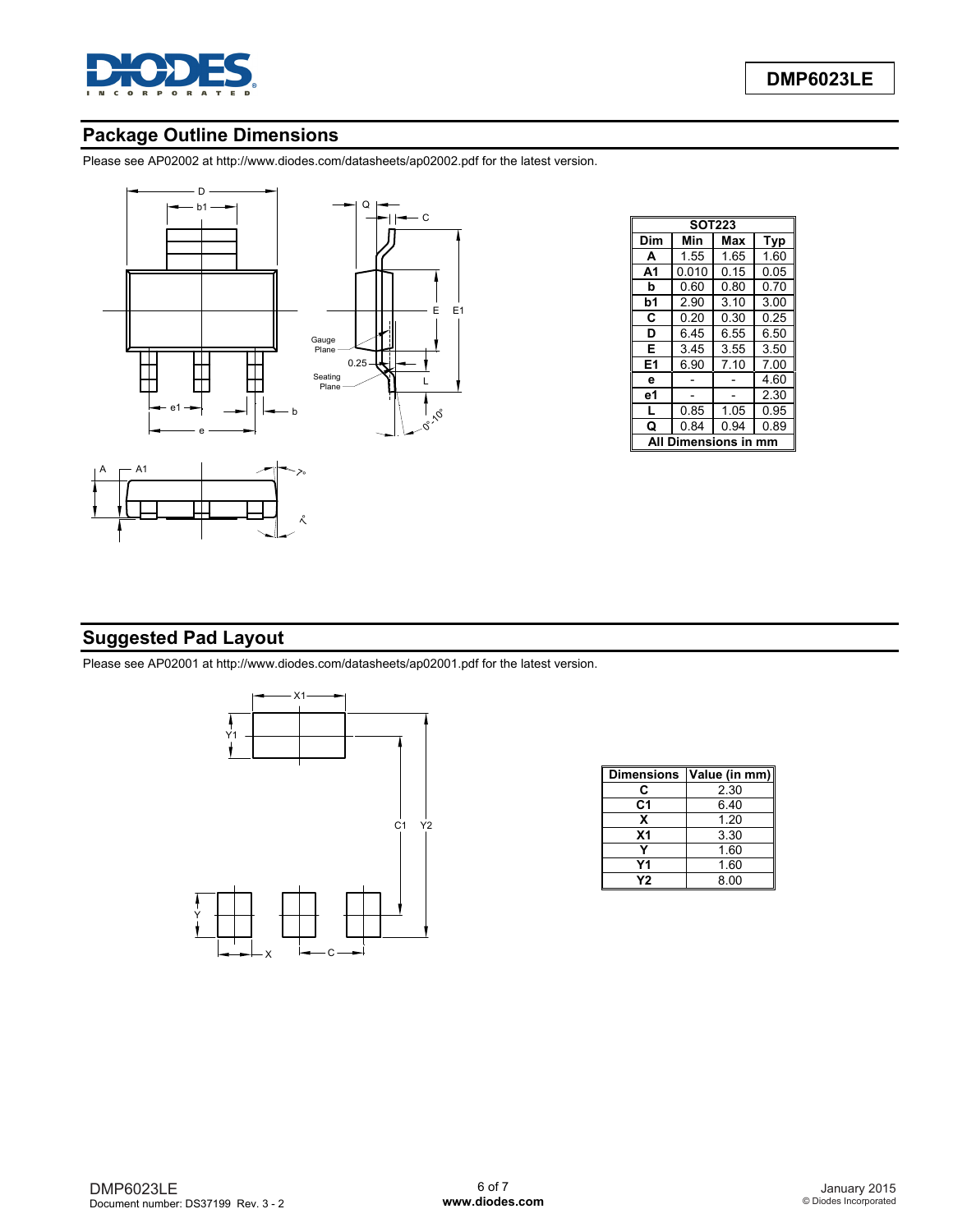## Package Outline Dimensions

Please see AP02002 at http://www.diodes.com/datasheets/ap02002.pdf for the latest version.

| SOT223 | | | |
|---|---|---|---|
| **Dim** | **Min** | **Max** | **Typ** |
| **A** | 1.55 | 1.65 | 1.60 |
| **A1** | 0.010 | 0.15 | 0.05 |
| **b** | 0.60 | 0.80 | 0.70 |
| **b1** | 2.90 | 3.10 | 3.00 |
| **C** | 0.20 | 0.30 | 0.25 |
| **D** | 6.45 | 6.55 | 6.50 |
| **E** | 3.45 | 3.55 | 3.50 |
| **E1** | 6.90 | 7.10 | 7.00 |
| **e** | - | - | 4.60 |
| **e1** | - | - | 2.30 |
| **L** | 0.85 | 1.05 | 0.95 |
| **Q** | 0.84 | 0.94 | 0.89 |
| **All Dimensions in mm** | | | |

## Suggested Pad Layout

Please see AP02001 at http://www.diodes.com/datasheets/ap02001.pdf for the latest version.

| Dimensions | Value (in mm) |
|---|---|
| **C** | 2.30 |
| **C1** | 6.40 |
| **X** | 1.20 |
| **X1** | 3.30 |
| **Y** | 1.60 |
| **Y1** | 1.60 |
| **Y2** | 8.00 |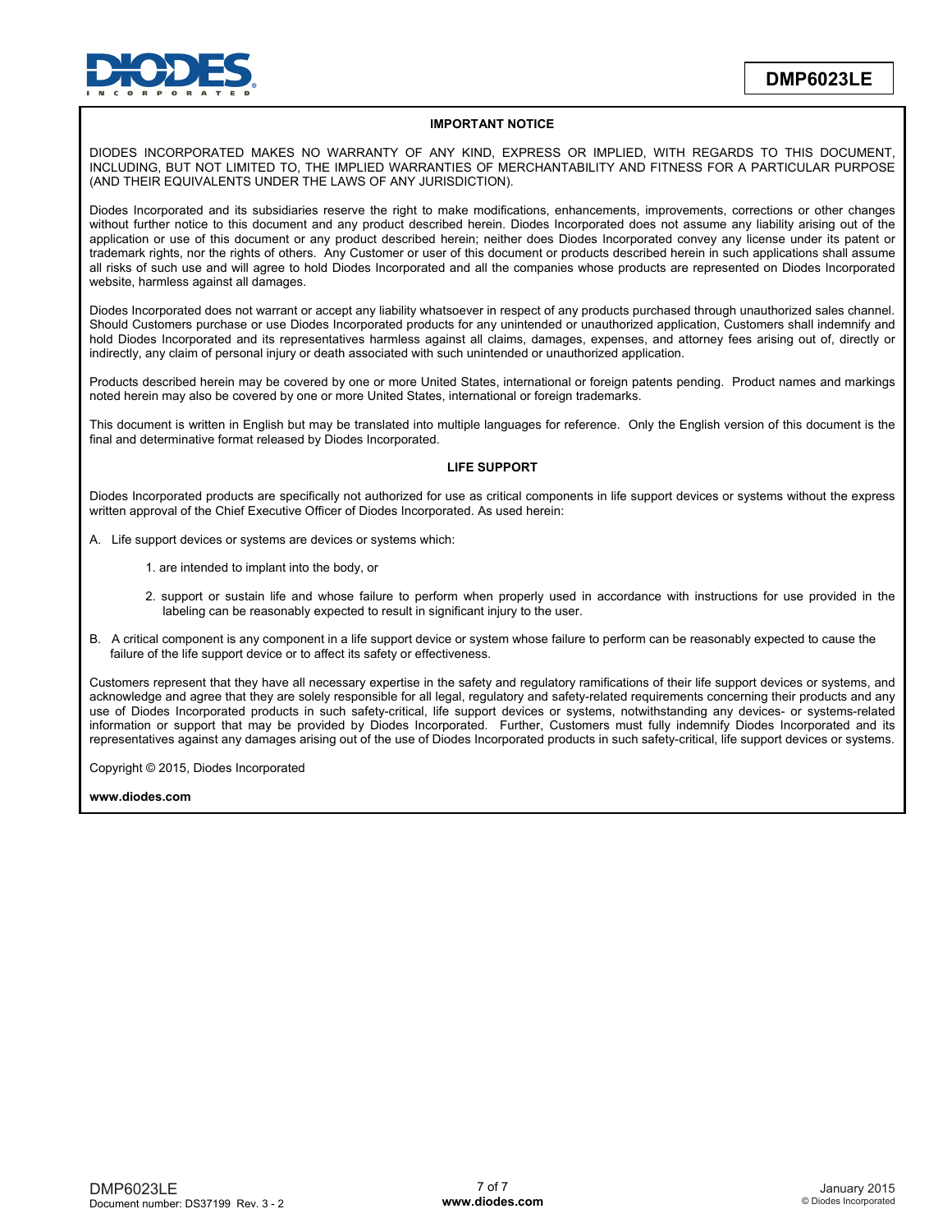**IMPORTANT NOTICE**

DIODES INCORPORATED MAKES NO WARRANTY OF ANY KIND, EXPRESS OR IMPLIED, WITH REGARDS TO THIS DOCUMENT, INCLUDING, BUT NOT LIMITED TO, THE IMPLIED WARRANTIES OF MERCHANTABILITY AND FITNESS FOR A PARTICULAR PURPOSE (AND THEIR EQUIVALENTS UNDER THE LAWS OF ANY JURISDICTION).

Diodes Incorporated and its subsidiaries reserve the right to make modifications, enhancements, improvements, corrections or other changes without further notice to this document and any product described herein. Diodes Incorporated does not assume any liability arising out of the application or use of this document or any product described herein; neither does Diodes Incorporated convey any license under its patent or trademark rights, nor the rights of others. Any Customer or user of this document or products described herein in such applications shall assume all risks of such use and will agree to hold Diodes Incorporated and all the companies whose products are represented on Diodes Incorporated website, harmless against all damages.

Diodes Incorporated does not warrant or accept any liability whatsoever in respect of any products purchased through unauthorized sales channel. Should Customers purchase or use Diodes Incorporated products for any unintended or unauthorized application, Customers shall indemnify and hold Diodes Incorporated and its representatives harmless against all claims, damages, expenses, and attorney fees arising out of, directly or indirectly, any claim of personal injury or death associated with such unintended or unauthorized application.

Products described herein may be covered by one or more United States, international or foreign patents pending. Product names and markings noted herein may also be covered by one or more United States, international or foreign trademarks.

This document is written in English but may be translated into multiple languages for reference. Only the English version of this document is the final and determinative format released by Diodes Incorporated.

**LIFE SUPPORT**

Diodes Incorporated products are specifically not authorized for use as critical components in life support devices or systems without the express written approval of the Chief Executive Officer of Diodes Incorporated. As used herein:

A. Life support devices or systems are devices or systems which:

1. are intended to implant into the body, or
2. support or sustain life and whose failure to perform when properly used in accordance with instructions for use provided in the labeling can be reasonably expected to result in significant injury to the user.

B. A critical component is any component in a life support device or system whose failure to perform can be reasonably expected to cause the failure of the life support device or to affect its safety or effectiveness.

Customers represent that they have all necessary expertise in the safety and regulatory ramifications of their life support devices or systems, and acknowledge and agree that they are solely responsible for all legal, regulatory and safety-related requirements concerning their products and any use of Diodes Incorporated products in such safety-critical, life support devices or systems, notwithstanding any devices- or systems-related information or support that may be provided by Diodes Incorporated. Further, Customers must fully indemnify Diodes Incorporated and its representatives against any damages arising out of the use of Diodes Incorporated products in such safety-critical, life support devices or systems.

Copyright © 2015, Diodes Incorporated

**www.diodes.com**